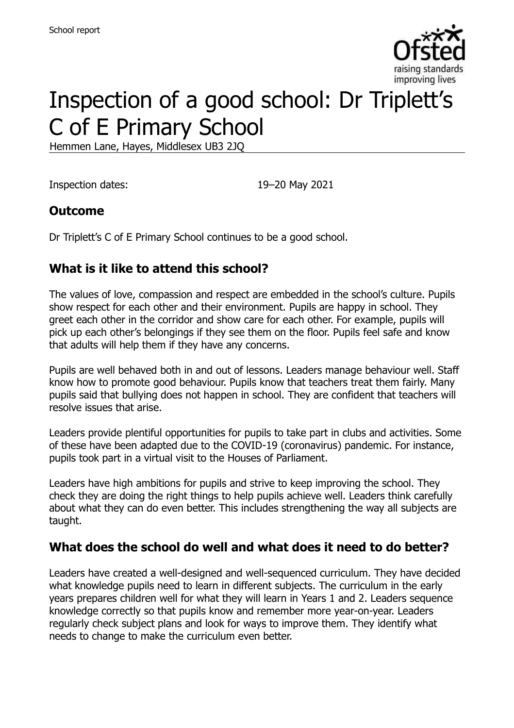# Inspection of a good school: Dr Triplett's C of E Primary School

Hemmen Lane, Hayes, Middlesex UB3 2JQ

Inspection dates: 19–20 May 2021

## Outcome

Dr Triplett's C of E Primary School continues to be a good school.

## What is it like to attend this school?

The values of love, compassion and respect are embedded in the school's culture. Pupils show respect for each other and their environment. Pupils are happy in school. They greet each other in the corridor and show care for each other. For example, pupils will pick up each other's belongings if they see them on the floor. Pupils feel safe and know that adults will help them if they have any concerns.

Pupils are well behaved both in and out of lessons. Leaders manage behaviour well. Staff know how to promote good behaviour. Pupils know that teachers treat them fairly. Many pupils said that bullying does not happen in school. They are confident that teachers will resolve issues that arise.

Leaders provide plentiful opportunities for pupils to take part in clubs and activities. Some of these have been adapted due to the COVID-19 (coronavirus) pandemic. For instance, pupils took part in a virtual visit to the Houses of Parliament.

Leaders have high ambitions for pupils and strive to keep improving the school. They check they are doing the right things to help pupils achieve well. Leaders think carefully about what they can do even better. This includes strengthening the way all subjects are taught.

## What does the school do well and what does it need to do better?

Leaders have created a well-designed and well-sequenced curriculum. They have decided what knowledge pupils need to learn in different subjects. The curriculum in the early years prepares children well for what they will learn in Years 1 and 2. Leaders sequence knowledge correctly so that pupils know and remember more year-on-year. Leaders regularly check subject plans and look for ways to improve them. They identify what needs to change to make the curriculum even better.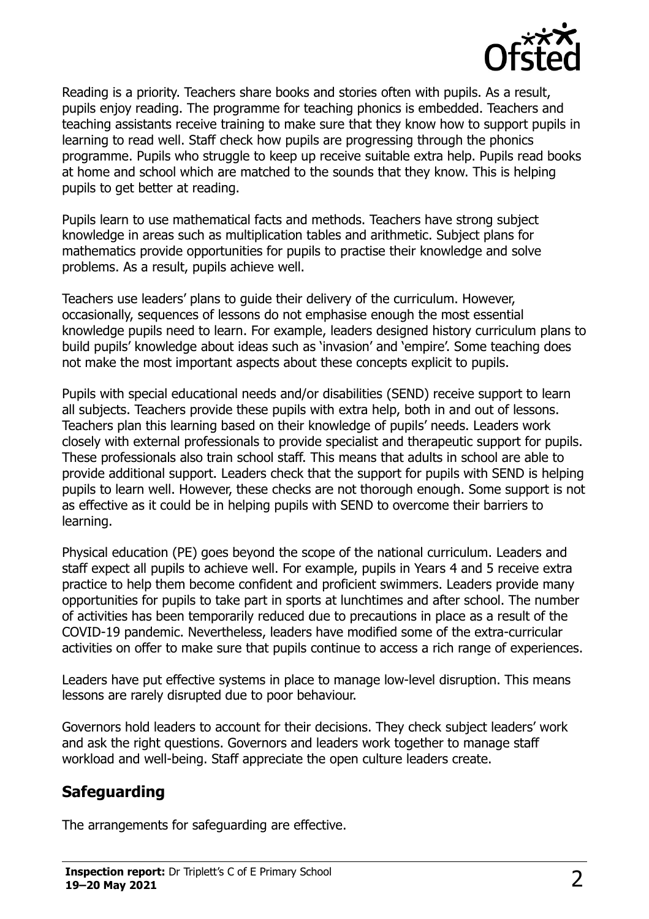Reading is a priority. Teachers share books and stories often with pupils. As a result, pupils enjoy reading. The programme for teaching phonics is embedded. Teachers and teaching assistants receive training to make sure that they know how to support pupils in learning to read well. Staff check how pupils are progressing through the phonics programme. Pupils who struggle to keep up receive suitable extra help. Pupils read books at home and school which are matched to the sounds that they know. This is helping pupils to get better at reading.

Pupils learn to use mathematical facts and methods. Teachers have strong subject knowledge in areas such as multiplication tables and arithmetic. Subject plans for mathematics provide opportunities for pupils to practise their knowledge and solve problems. As a result, pupils achieve well.

Teachers use leaders' plans to guide their delivery of the curriculum. However, occasionally, sequences of lessons do not emphasise enough the most essential knowledge pupils need to learn. For example, leaders designed history curriculum plans to build pupils' knowledge about ideas such as 'invasion' and 'empire'. Some teaching does not make the most important aspects about these concepts explicit to pupils.

Pupils with special educational needs and/or disabilities (SEND) receive support to learn all subjects. Teachers provide these pupils with extra help, both in and out of lessons. Teachers plan this learning based on their knowledge of pupils' needs. Leaders work closely with external professionals to provide specialist and therapeutic support for pupils. These professionals also train school staff. This means that adults in school are able to provide additional support. Leaders check that the support for pupils with SEND is helping pupils to learn well. However, these checks are not thorough enough. Some support is not as effective as it could be in helping pupils with SEND to overcome their barriers to learning.

Physical education (PE) goes beyond the scope of the national curriculum. Leaders and staff expect all pupils to achieve well. For example, pupils in Years 4 and 5 receive extra practice to help them become confident and proficient swimmers. Leaders provide many opportunities for pupils to take part in sports at lunchtimes and after school. The number of activities has been temporarily reduced due to precautions in place as a result of the COVID-19 pandemic. Nevertheless, leaders have modified some of the extra-curricular activities on offer to make sure that pupils continue to access a rich range of experiences.

Leaders have put effective systems in place to manage low-level disruption. This means lessons are rarely disrupted due to poor behaviour.

Governors hold leaders to account for their decisions. They check subject leaders' work and ask the right questions. Governors and leaders work together to manage staff workload and well-being. Staff appreciate the open culture leaders create.

## Safeguarding

The arrangements for safeguarding are effective.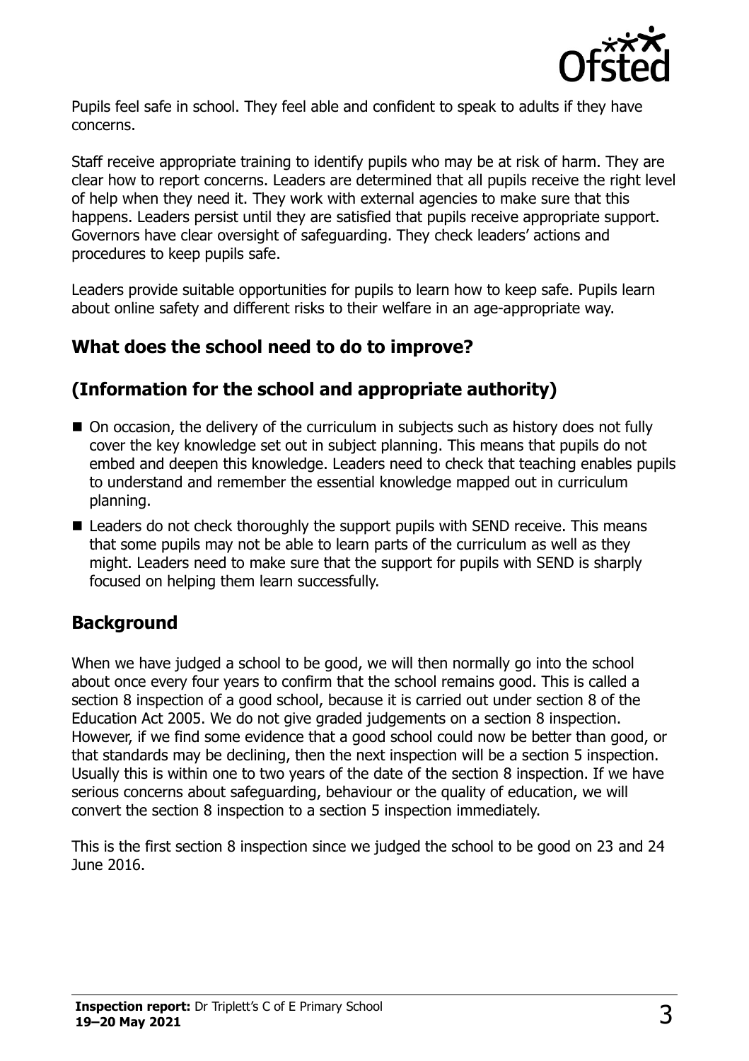Pupils feel safe in school. They feel able and confident to speak to adults if they have concerns.

Staff receive appropriate training to identify pupils who may be at risk of harm. They are clear how to report concerns. Leaders are determined that all pupils receive the right level of help when they need it. They work with external agencies to make sure that this happens. Leaders persist until they are satisfied that pupils receive appropriate support. Governors have clear oversight of safeguarding. They check leaders' actions and procedures to keep pupils safe.

Leaders provide suitable opportunities for pupils to learn how to keep safe. Pupils learn about online safety and different risks to their welfare in an age-appropriate way.

## What does the school need to do to improve?

## (Information for the school and appropriate authority)

- On occasion, the delivery of the curriculum in subjects such as history does not fully cover the key knowledge set out in subject planning. This means that pupils do not embed and deepen this knowledge. Leaders need to check that teaching enables pupils to understand and remember the essential knowledge mapped out in curriculum planning.
- Leaders do not check thoroughly the support pupils with SEND receive. This means that some pupils may not be able to learn parts of the curriculum as well as they might. Leaders need to make sure that the support for pupils with SEND is sharply focused on helping them learn successfully.

## Background

When we have judged a school to be good, we will then normally go into the school about once every four years to confirm that the school remains good. This is called a section 8 inspection of a good school, because it is carried out under section 8 of the Education Act 2005. We do not give graded judgements on a section 8 inspection. However, if we find some evidence that a good school could now be better than good, or that standards may be declining, then the next inspection will be a section 5 inspection. Usually this is within one to two years of the date of the section 8 inspection. If we have serious concerns about safeguarding, behaviour or the quality of education, we will convert the section 8 inspection to a section 5 inspection immediately.

This is the first section 8 inspection since we judged the school to be good on 23 and 24 June 2016.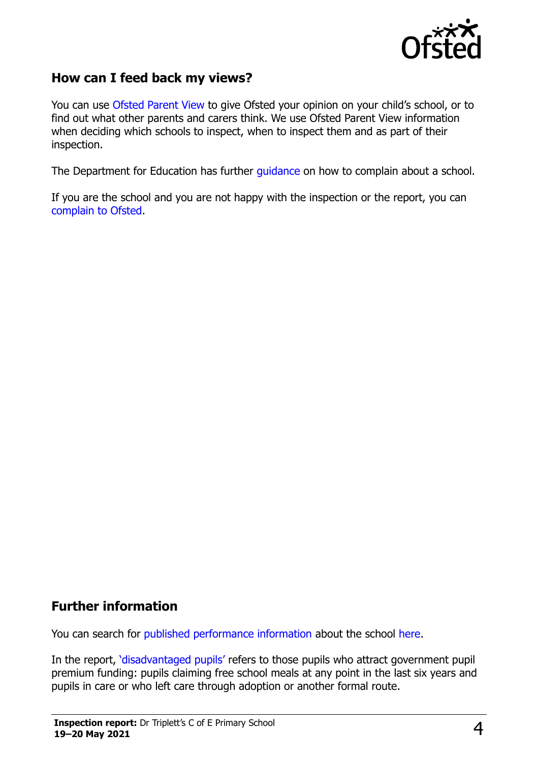## How can I feed back my views?

You can use Ofsted Parent View to give Ofsted your opinion on your child's school, or to find out what other parents and carers think. We use Ofsted Parent View information when deciding which schools to inspect, when to inspect them and as part of their inspection.

The Department for Education has further guidance on how to complain about a school.

If you are the school and you are not happy with the inspection or the report, you can complain to Ofsted.

## Further information

You can search for published performance information about the school here.

In the report, 'disadvantaged pupils' refers to those pupils who attract government pupil premium funding: pupils claiming free school meals at any point in the last six years and pupils in care or who left care through adoption or another formal route.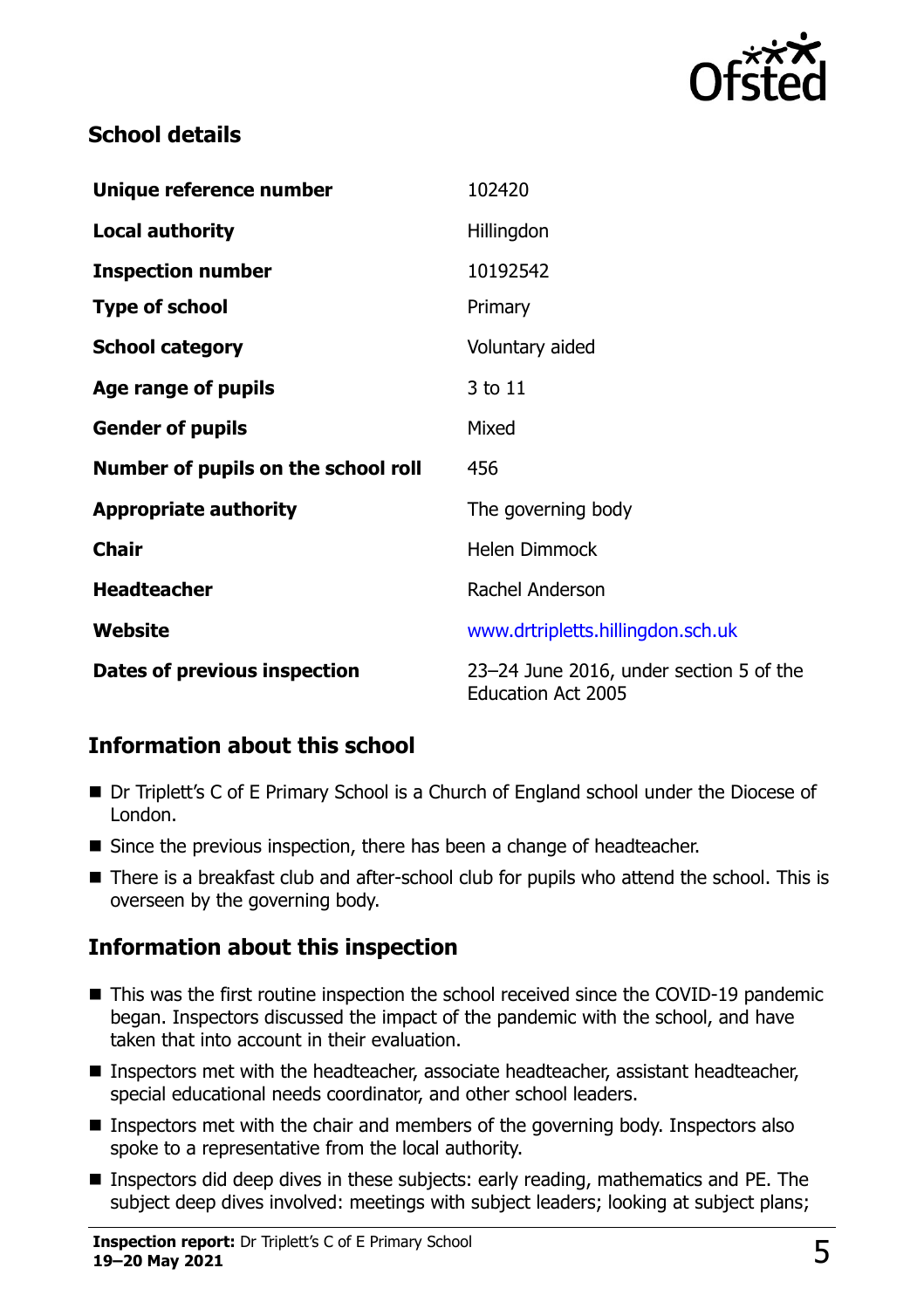## School details

| | |
|---|---|
| **Unique reference number** | 102420 |
| **Local authority** | Hillingdon |
| **Inspection number** | 10192542 |
| **Type of school** | Primary |
| **School category** | Voluntary aided |
| **Age range of pupils** | 3 to 11 |
| **Gender of pupils** | Mixed |
| **Number of pupils on the school roll** | 456 |
| **Appropriate authority** | The governing body |
| **Chair** | Helen Dimmock |
| **Headteacher** | Rachel Anderson |
| **Website** | www.drtripletts.hillingdon.sch.uk |
| **Dates of previous inspection** | 23–24 June 2016, under section 5 of the Education Act 2005 |

## Information about this school

- Dr Triplett's C of E Primary School is a Church of England school under the Diocese of London.
- Since the previous inspection, there has been a change of headteacher.
- There is a breakfast club and after-school club for pupils who attend the school. This is overseen by the governing body.

## Information about this inspection

- This was the first routine inspection the school received since the COVID-19 pandemic began. Inspectors discussed the impact of the pandemic with the school, and have taken that into account in their evaluation.
- Inspectors met with the headteacher, associate headteacher, assistant headteacher, special educational needs coordinator, and other school leaders.
- Inspectors met with the chair and members of the governing body. Inspectors also spoke to a representative from the local authority.
- Inspectors did deep dives in these subjects: early reading, mathematics and PE. The subject deep dives involved: meetings with subject leaders; looking at subject plans;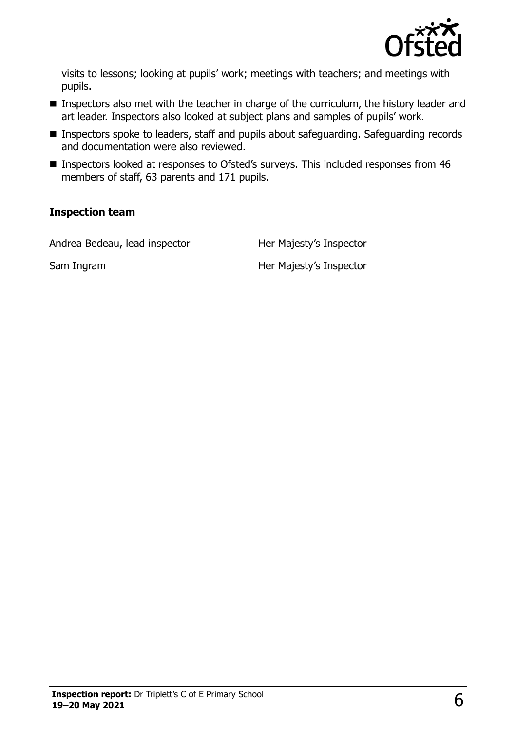visits to lessons; looking at pupils' work; meetings with teachers; and meetings with pupils.

- Inspectors also met with the teacher in charge of the curriculum, the history leader and art leader. Inspectors also looked at subject plans and samples of pupils' work.
- Inspectors spoke to leaders, staff and pupils about safeguarding. Safeguarding records and documentation were also reviewed.
- Inspectors looked at responses to Ofsted's surveys. This included responses from 46 members of staff, 63 parents and 171 pupils.

### Inspection team

| | |
|---|---|
| Andrea Bedeau, lead inspector | Her Majesty's Inspector |
| Sam Ingram | Her Majesty's Inspector |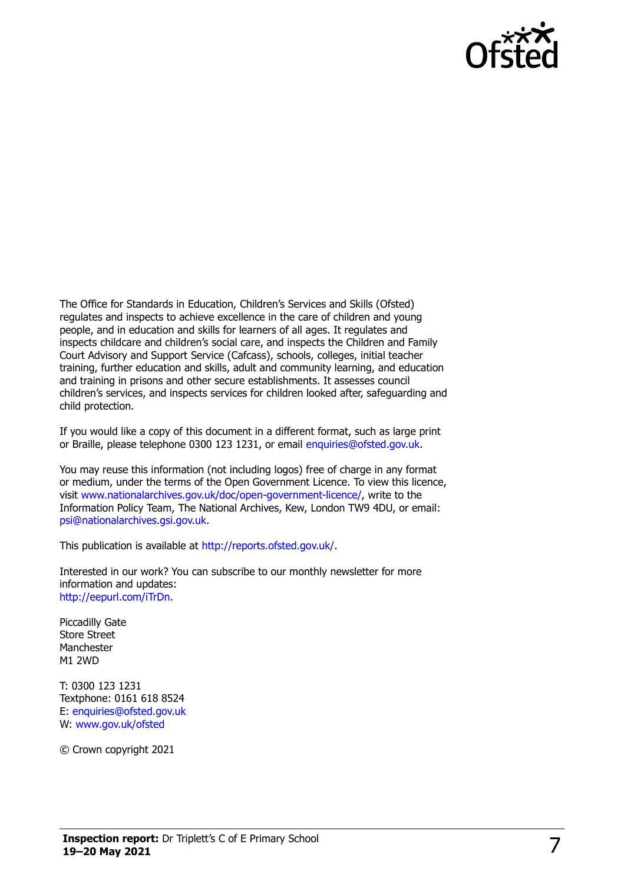The Office for Standards in Education, Children's Services and Skills (Ofsted) regulates and inspects to achieve excellence in the care of children and young people, and in education and skills for learners of all ages. It regulates and inspects childcare and children's social care, and inspects the Children and Family Court Advisory and Support Service (Cafcass), schools, colleges, initial teacher training, further education and skills, adult and community learning, and education and training in prisons and other secure establishments. It assesses council children's services, and inspects services for children looked after, safeguarding and child protection.

If you would like a copy of this document in a different format, such as large print or Braille, please telephone 0300 123 1231, or email enquiries@ofsted.gov.uk.

You may reuse this information (not including logos) free of charge in any format or medium, under the terms of the Open Government Licence. To view this licence, visit www.nationalarchives.gov.uk/doc/open-government-licence/, write to the Information Policy Team, The National Archives, Kew, London TW9 4DU, or email: psi@nationalarchives.gsi.gov.uk.

This publication is available at http://reports.ofsted.gov.uk/.

Interested in our work? You can subscribe to our monthly newsletter for more information and updates:
http://eepurl.com/iTrDn.

Piccadilly Gate
Store Street
Manchester
M1 2WD

T: 0300 123 1231
Textphone: 0161 618 8524
E: enquiries@ofsted.gov.uk
W: www.gov.uk/ofsted

© Crown copyright 2021